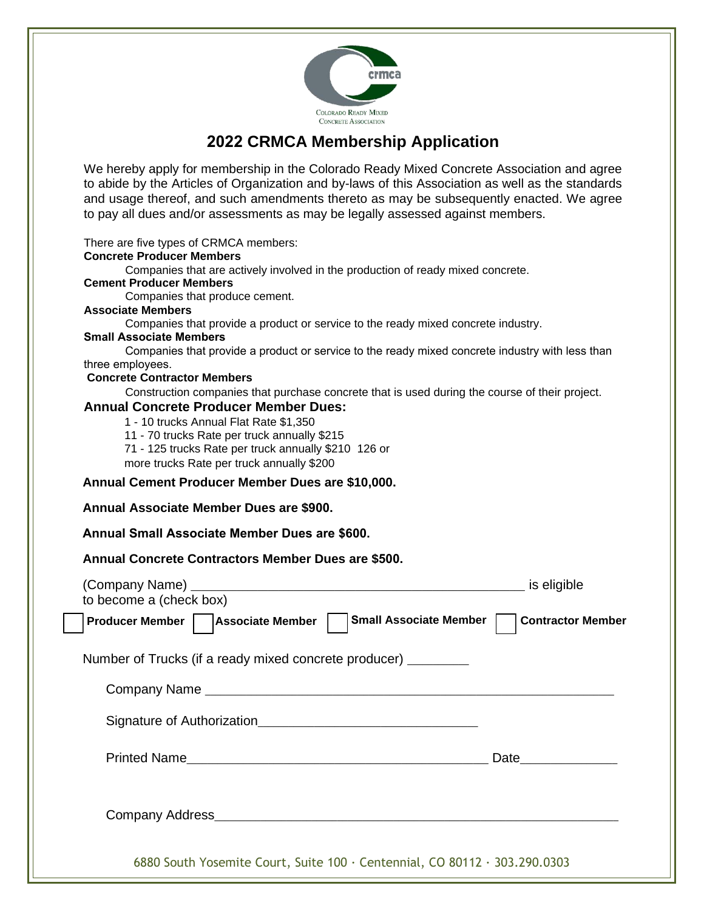# 2022 CRMCA Membership Application

We hereby apply for membership in the Colorado Ready Mixed Concrete Association and agree to abide by the Articles of Organization and by-laws of this Association as well as the standards and usage thereof, and such amendments thereto as may be subsequently enacted. We agree to pay all dues and/or assessments as may be legally assessed against members.

There are five types of CRMCA members:

**Concrete Producer Members**
Companies that are actively involved in the production of ready mixed concrete.

**Cement Producer Members**
Companies that produce cement.

**Associate Members**
Companies that provide a product or service to the ready mixed concrete industry.

**Small Associate Members**
Companies that provide a product or service to the ready mixed concrete industry with less than three employees.

**Concrete Contractor Members**
Construction companies that purchase concrete that is used during the course of their project.

**Annual Concrete Producer Member Dues:**

1 - 10 trucks Annual Flat Rate $1,350
11 - 70 trucks Rate per truck annually $215
71 - 125 trucks Rate per truck annually $210
126 or more trucks Rate per truck annually $200

**Annual Cement Producer Member Dues are $10,000.**

**Annual Associate Member Dues are $900.**

**Annual Small Associate Member Dues are $600.**

**Annual Concrete Contractors Member Dues are $500.**

(Company Name) ______________________________________________ is eligible to become a (check box)

☐ **Producer Member** ☐ **Associate Member** ☐ **Small Associate Member** ☐ **Contractor Member**

Number of Trucks (if a ready mixed concrete producer) ________

Company Name ________________________________________________________

Signature of Authorization______________________________

Printed Name_________________________________________ Date_____________

Company Address_______________________________________________________

6880 South Yosemite Court, Suite 100 · Centennial, CO 80112 · 303.290.0303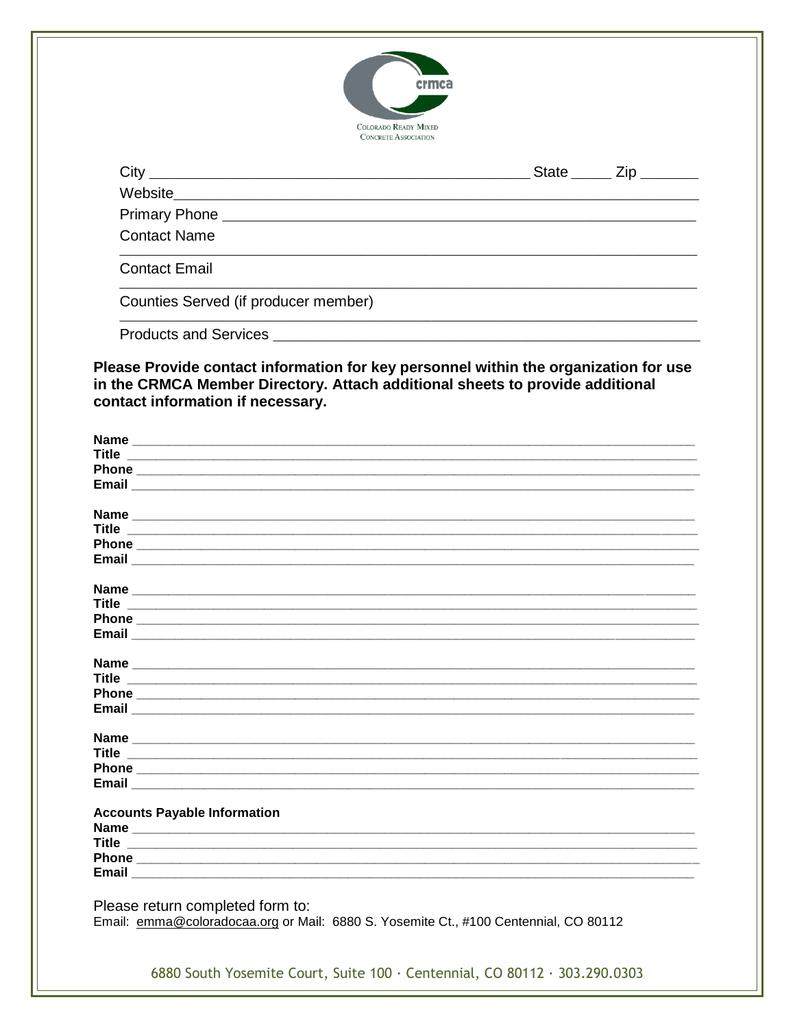COLORADO READY MIXED CONCRETE ASSOCIATION

City _______________________________________________ State _____ Zip _______

Website_____________________________________________________________

Primary Phone _______________________________________________________

Contact Name

_____________________________________________________________________

Contact Email

_____________________________________________________________________

Counties Served (if producer member)

_____________________________________________________________________

Products and Services ________________________________________________

**Please Provide contact information for key personnel within the organization for use in the CRMCA Member Directory. Attach additional sheets to provide additional contact information if necessary.**

**Name** ______________________________________________________________
**Title** _______________________________________________________________
**Phone** ______________________________________________________________
**Email** ______________________________________________________________

**Name** ______________________________________________________________
**Title** _______________________________________________________________
**Phone** ______________________________________________________________
**Email** ______________________________________________________________

**Name** ______________________________________________________________
**Title** _______________________________________________________________
**Phone** ______________________________________________________________
**Email** ______________________________________________________________

**Name** ______________________________________________________________
**Title** _______________________________________________________________
**Phone** ______________________________________________________________
**Email** ______________________________________________________________

**Name** ______________________________________________________________
**Title** _______________________________________________________________
**Phone** ______________________________________________________________
**Email** ______________________________________________________________

**Accounts Payable Information**
**Name** ______________________________________________________________
**Title** _______________________________________________________________
**Phone** ______________________________________________________________
**Email** ______________________________________________________________

Please return completed form to:
Email: emma@coloradocaa.org or Mail: 6880 S. Yosemite Ct., #100 Centennial, CO 80112

6880 South Yosemite Court, Suite 100 · Centennial, CO 80112 · 303.290.0303